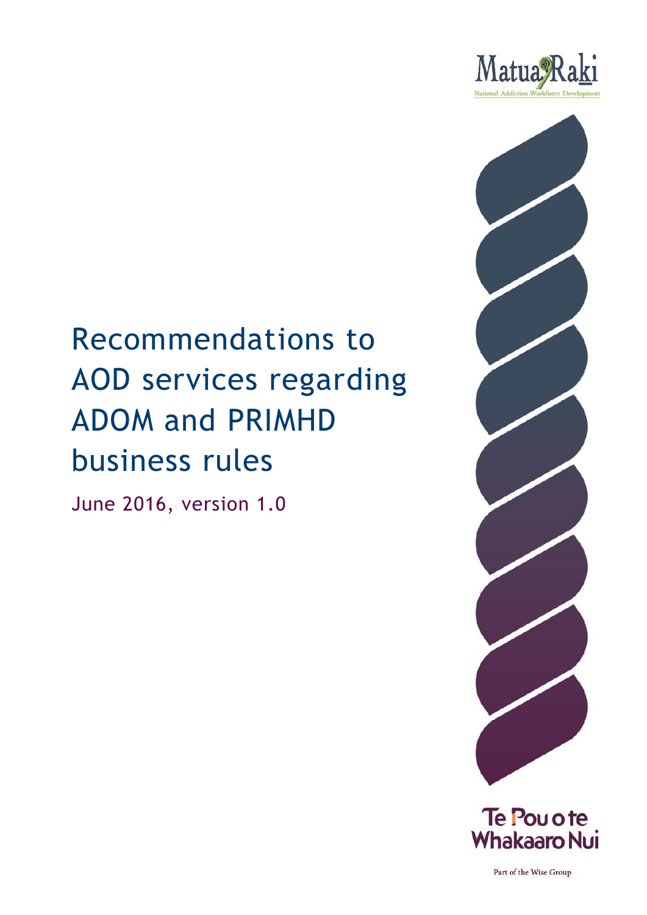Matua Raki

National Addiction Workforce Development

# Recommendations to AOD services regarding ADOM and PRIMHD business rules

June 2016, version 1.0

Te Pou o te Whakaaro Nui

Part of the Wise Group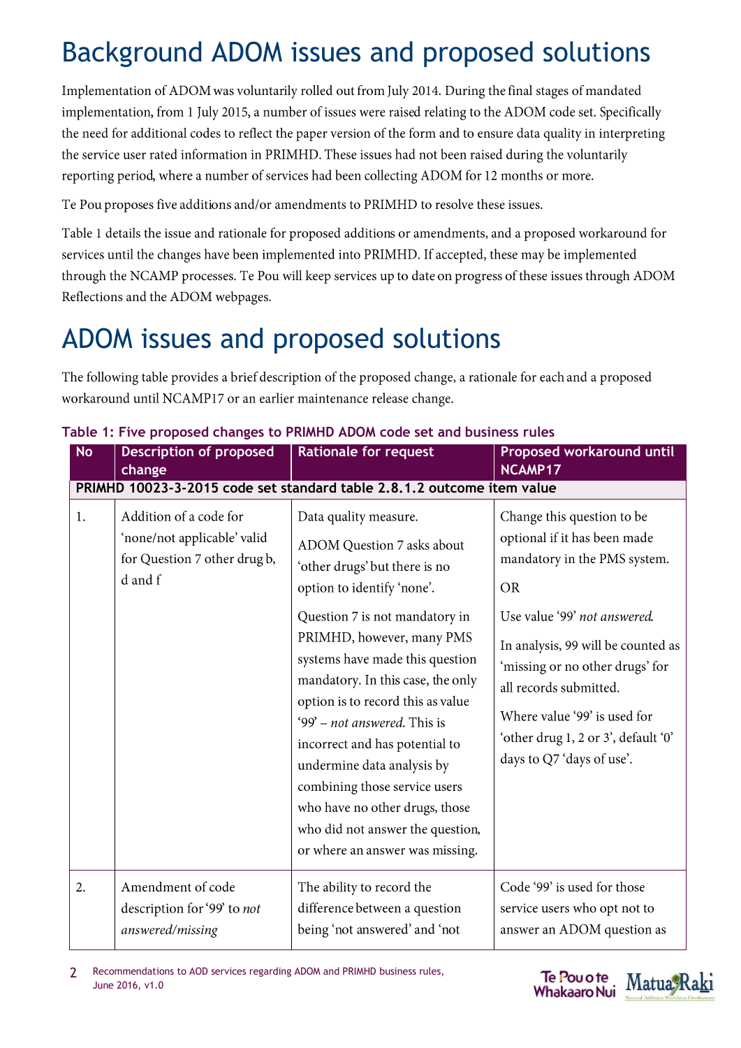# Background ADOM issues and proposed solutions

Implementation of ADOM was voluntarily rolled out from July 2014. During the final stages of mandated implementation, from 1 July 2015, a number of issues were raised relating to the ADOM code set. Specifically the need for additional codes to reflect the paper version of the form and to ensure data quality in interpreting the service user rated information in PRIMHD. These issues had not been raised during the voluntarily reporting period, where a number of services had been collecting ADOM for 12 months or more.

Te Pou proposes five additions and/or amendments to PRIMHD to resolve these issues.

Table 1 details the issue and rationale for proposed additions or amendments, and a proposed workaround for services until the changes have been implemented into PRIMHD. If accepted, these may be implemented through the NCAMP processes. Te Pou will keep services up to date on progress of these issues through ADOM Reflections and the ADOM webpages.

# ADOM issues and proposed solutions

The following table provides a brief description of the proposed change, a rationale for each and a proposed workaround until NCAMP17 or an earlier maintenance release change.

**Table 1: Five proposed changes to PRIMHD ADOM code set and business rules**

| No | Description of proposed change | Rationale for request | Proposed workaround until NCAMP17 |
|---|---|---|---|
| **PRIMHD 10023-3-2015 code set standard table 2.8.1.2 outcome item value** | | | |
| 1. | Addition of a code for 'none/not applicable' valid for Question 7 other drug b, d and f | Data quality measure.<br><br>ADOM Question 7 asks about 'other drugs' but there is no option to identify 'none'.<br><br>Question 7 is not mandatory in PRIMHD, however, many PMS systems have made this question mandatory. In this case, the only option is to record this as value '99' – *not answered*. This is incorrect and has potential to undermine data analysis by combining those service users who have no other drugs, those who did not answer the question, or where an answer was missing. | Change this question to be optional if it has been made mandatory in the PMS system.<br><br>OR<br><br>Use value '99' *not answered*.<br><br>In analysis, 99 will be counted as 'missing or no other drugs' for all records submitted.<br><br>Where value '99' is used for 'other drug 1, 2 or 3', default '0' days to Q7 'days of use'. |
| 2. | Amendment of code description for '99' to *not answered/missing* | The ability to record the difference between a question being 'not answered' and 'not | Code '99' is used for those service users who opt not to answer an ADOM question as |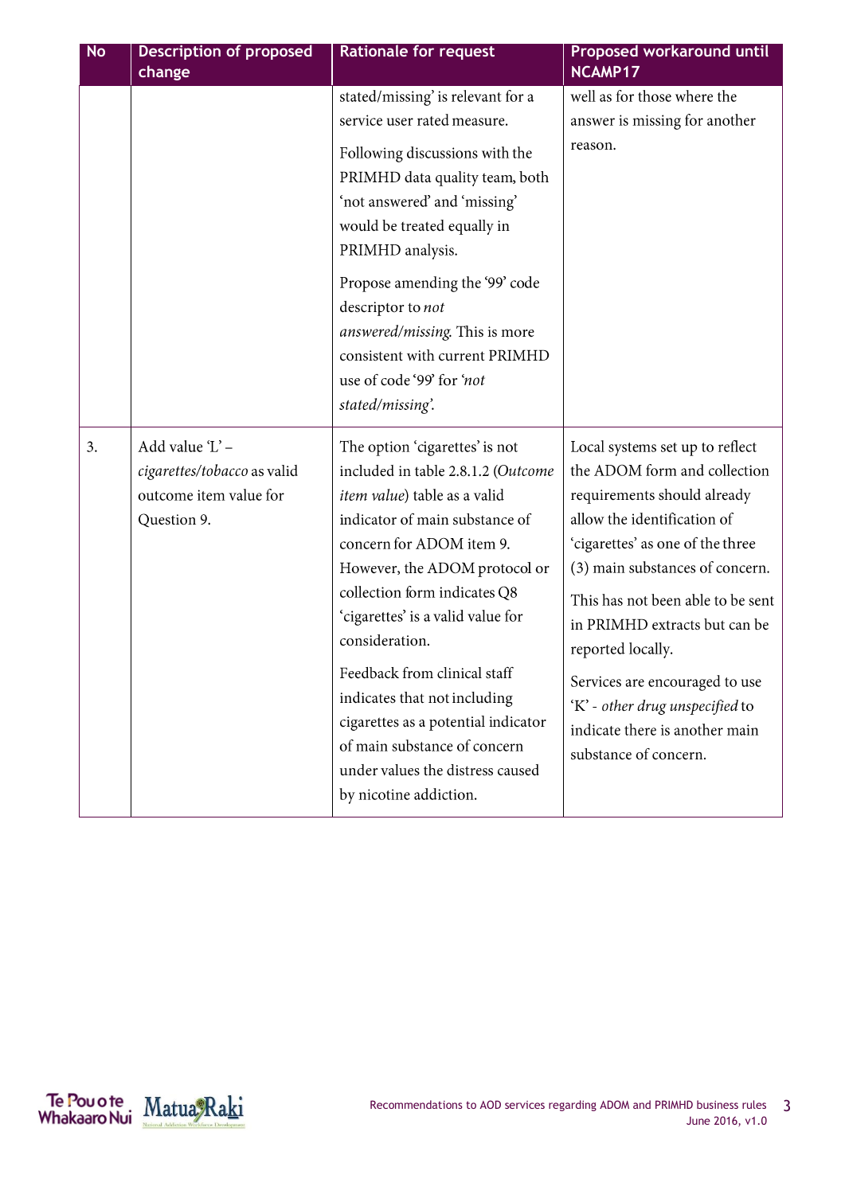| No | Description of proposed change | Rationale for request | Proposed workaround until NCAMP17 |
|---|---|---|---|
| | | stated/missing' is relevant for a service user rated measure.<br><br>Following discussions with the PRIMHD data quality team, both 'not answered' and 'missing' would be treated equally in PRIMHD analysis.<br><br>Propose amending the '99' code descriptor to *not answered/missing*. This is more consistent with current PRIMHD use of code '99' for *'not stated/missing'*. | well as for those where the answer is missing for another reason. |
| 3. | Add value 'L' – *cigarettes/tobacco* as valid outcome item value for Question 9. | The option 'cigarettes' is not included in table 2.8.1.2 (*Outcome item value*) table as a valid indicator of main substance of concern for ADOM item 9. However, the ADOM protocol or collection form indicates Q8 'cigarettes' is a valid value for consideration.<br><br>Feedback from clinical staff indicates that not including cigarettes as a potential indicator of main substance of concern under values the distress caused by nicotine addiction. | Local systems set up to reflect the ADOM form and collection requirements should already allow the identification of 'cigarettes' as one of the three (3) main substances of concern.<br><br>This has not been able to be sent in PRIMHD extracts but can be reported locally.<br><br>Services are encouraged to use 'K' - *other drug unspecified* to indicate there is another main substance of concern. |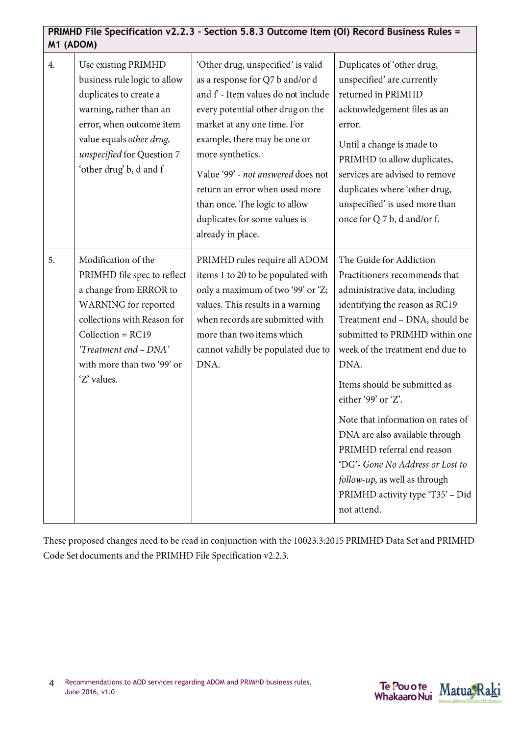| PRIMHD File Specification v2.2.3 – Section 5.8.3 Outcome Item (OI) Record Business Rules = M1 (ADOM) | | | |
|---|---|---|---|
| 4. | Use existing PRIMHD business rule logic to allow duplicates to create a warning, rather than an error, when outcome item value equals *other drug, unspecified* for Question 7 'other drug' b, d and f | 'Other drug, unspecified' is valid as a response for Q7 b and/or d and f' - Item values do not include every potential other drug on the market at any one time. For example, there may be one or more synthetics.<br><br>Value '99' - *not answered* does not return an error when used more than once. The logic to allow duplicates for some values is already in place. | Duplicates of 'other drug, unspecified' are currently returned in PRIMHD acknowledgement files as an error.<br><br>Until a change is made to PRIMHD to allow duplicates, services are advised to remove duplicates where 'other drug, unspecified' is used more than once for Q 7 b, d and/or f. |
| 5. | Modification of the PRIMHD file spec to reflect a change from ERROR to WARNING for reported collections with Reason for Collection = RC19 *'Treatment end – DNA'* with more than two '99' or 'Z' values. | PRIMHD rules require all ADOM items 1 to 20 to be populated with only a maximum of two '99' or 'Z; values. This results in a warning when records are submitted with more than two items which cannot validly be populated due to DNA. | The Guide for Addiction Practitioners recommends that administrative data, including identifying the reason as RC19 Treatment end – DNA, should be submitted to PRIMHD within one week of the treatment end due to DNA.<br><br>Items should be submitted as either '99' or 'Z'.<br><br>Note that information on rates of DNA are also available through PRIMHD referral end reason 'DG'- *Gone No Address or Lost to follow-up*, as well as through PRIMHD activity type 'T35' – Did not attend. |

These proposed changes need to be read in conjunction with the 10023.3:2015 PRIMHD Data Set and PRIMHD Code Set documents and the PRIMHD File Specification v2.2.3.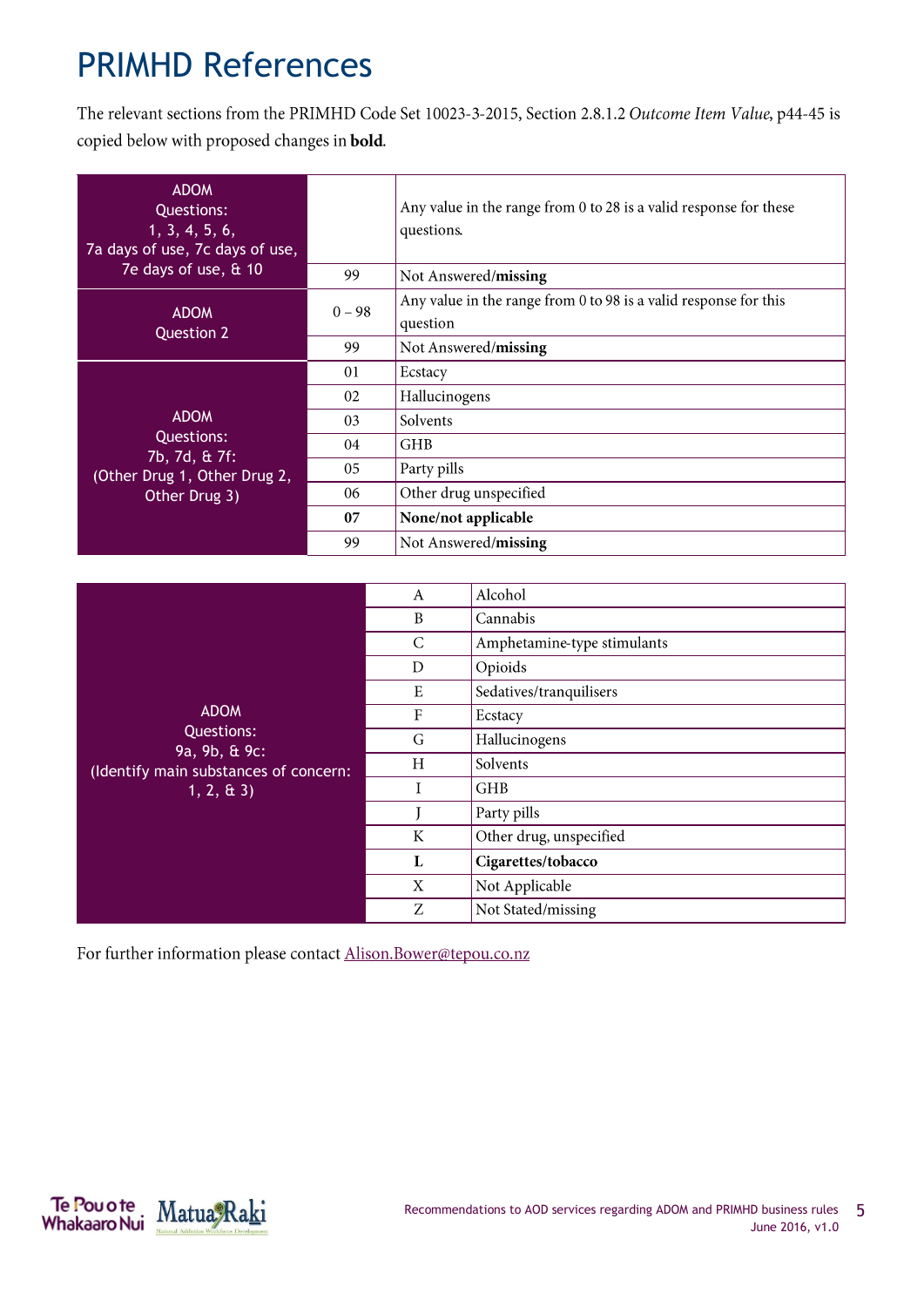# PRIMHD References

The relevant sections from the PRIMHD Code Set 10023-3-2015, Section 2.8.1.2 *Outcome Item Value*, p44-45 is copied below with proposed changes in **bold**.

| | | |
|---|---|---|
| ADOM Questions: 1, 3, 4, 5, 6, 7a days of use, 7c days of use, 7e days of use, & 10 | | Any value in the range from 0 to 28 is a valid response for these questions. |
| | 99 | Not Answered/**missing** |
| ADOM Question 2 | 0 – 98 | Any value in the range from 0 to 98 is a valid response for this question |
| | 99 | Not Answered/**missing** |
| ADOM Questions: 7b, 7d, & 7f: (Other Drug 1, Other Drug 2, Other Drug 3) | 01 | Ecstacy |
| | 02 | Hallucinogens |
| | 03 | Solvents |
| | 04 | GHB |
| | 05 | Party pills |
| | 06 | Other drug unspecified |
| | **07** | **None/not applicable** |
| | 99 | Not Answered/**missing** |

| | | |
|---|---|---|
| ADOM Questions: 9a, 9b, & 9c: (Identify main substances of concern: 1, 2, & 3) | A | Alcohol |
| | B | Cannabis |
| | C | Amphetamine-type stimulants |
| | D | Opioids |
| | E | Sedatives/tranquilisers |
| | F | Ecstacy |
| | G | Hallucinogens |
| | H | Solvents |
| | I | GHB |
| | J | Party pills |
| | K | Other drug, unspecified |
| | **L** | **Cigarettes/tobacco** |
| | X | Not Applicable |
| | Z | Not Stated/missing |

For further information please contact Alison.Bower@tepou.co.nz